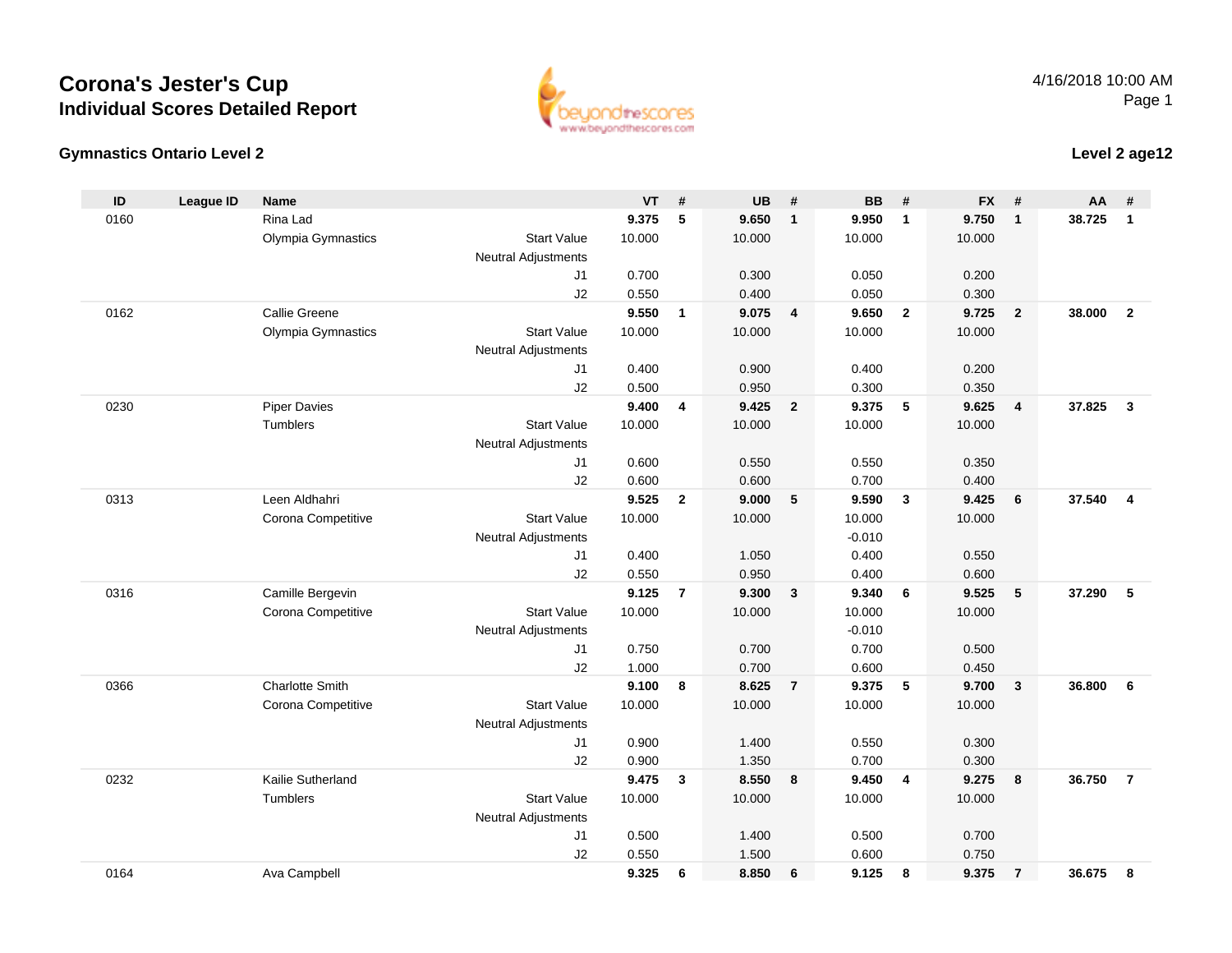# Corona's Jester's Cup

## Individual Scores Detailed Report

4/16/2018 10:00 AM

### Gymnastics Ontario Level 2

### Level 2 age12

| ID | League ID | Name | | VT | # | UB | # | BB | # | FX | # | AA | # |
|---|---|---|---|---|---|---|---|---|---|---|---|---|---|
| 0160 | | Rina Lad | | **9.375** | **5** | **9.650** | **1** | **9.950** | **1** | **9.750** | **1** | **38.725** | **1** |
| | | Olympia Gymnastics | Start Value | 10.000 | | 10.000 | | 10.000 | | 10.000 | | | |
| | | | Neutral Adjustments | | | | | | | | | | |
| | | | J1 | 0.700 | | 0.300 | | 0.050 | | 0.200 | | | |
| | | | J2 | 0.550 | | 0.400 | | 0.050 | | 0.300 | | | |
| 0162 | | Callie Greene | | **9.550** | **1** | **9.075** | **4** | **9.650** | **2** | **9.725** | **2** | **38.000** | **2** |
| | | Olympia Gymnastics | Start Value | 10.000 | | 10.000 | | 10.000 | | 10.000 | | | |
| | | | Neutral Adjustments | | | | | | | | | | |
| | | | J1 | 0.400 | | 0.900 | | 0.400 | | 0.200 | | | |
| | | | J2 | 0.500 | | 0.950 | | 0.300 | | 0.350 | | | |
| 0230 | | Piper Davies | | **9.400** | **4** | **9.425** | **2** | **9.375** | **5** | **9.625** | **4** | **37.825** | **3** |
| | | Tumblers | Start Value | 10.000 | | 10.000 | | 10.000 | | 10.000 | | | |
| | | | Neutral Adjustments | | | | | | | | | | |
| | | | J1 | 0.600 | | 0.550 | | 0.550 | | 0.350 | | | |
| | | | J2 | 0.600 | | 0.600 | | 0.700 | | 0.400 | | | |
| 0313 | | Leen Aldhahri | | **9.525** | **2** | **9.000** | **5** | **9.590** | **3** | **9.425** | **6** | **37.540** | **4** |
| | | Corona Competitive | Start Value | 10.000 | | 10.000 | | 10.000 | | 10.000 | | | |
| | | | Neutral Adjustments | | | | | -0.010 | | | | | |
| | | | J1 | 0.400 | | 1.050 | | 0.400 | | 0.550 | | | |
| | | | J2 | 0.550 | | 0.950 | | 0.400 | | 0.600 | | | |
| 0316 | | Camille Bergevin | | **9.125** | **7** | **9.300** | **3** | **9.340** | **6** | **9.525** | **5** | **37.290** | **5** |
| | | Corona Competitive | Start Value | 10.000 | | 10.000 | | 10.000 | | 10.000 | | | |
| | | | Neutral Adjustments | | | | | -0.010 | | | | | |
| | | | J1 | 0.750 | | 0.700 | | 0.700 | | 0.500 | | | |
| | | | J2 | 1.000 | | 0.700 | | 0.600 | | 0.450 | | | |
| 0366 | | Charlotte Smith | | **9.100** | **8** | **8.625** | **7** | **9.375** | **5** | **9.700** | **3** | **36.800** | **6** |
| | | Corona Competitive | Start Value | 10.000 | | 10.000 | | 10.000 | | 10.000 | | | |
| | | | Neutral Adjustments | | | | | | | | | | |
| | | | J1 | 0.900 | | 1.400 | | 0.550 | | 0.300 | | | |
| | | | J2 | 0.900 | | 1.350 | | 0.700 | | 0.300 | | | |
| 0232 | | Kailie Sutherland | | **9.475** | **3** | **8.550** | **8** | **9.450** | **4** | **9.275** | **8** | **36.750** | **7** |
| | | Tumblers | Start Value | 10.000 | | 10.000 | | 10.000 | | 10.000 | | | |
| | | | Neutral Adjustments | | | | | | | | | | |
| | | | J1 | 0.500 | | 1.400 | | 0.500 | | 0.700 | | | |
| | | | J2 | 0.550 | | 1.500 | | 0.600 | | 0.750 | | | |
| 0164 | | Ava Campbell | | **9.325** | **6** | **8.850** | **6** | **9.125** | **8** | **9.375** | **7** | **36.675** | **8** |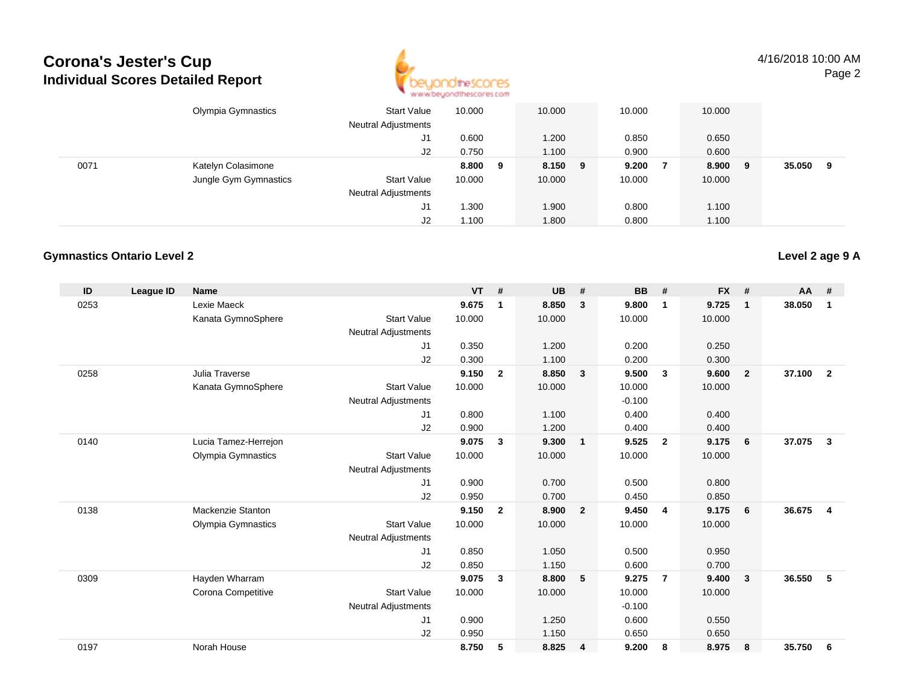# Corona's Jester's Cup
## Individual Scores Detailed Report

| ID | League ID | Name | | VT | # | UB | # | BB | # | FX | # | AA | # |
|---|---|---|---|---|---|---|---|---|---|---|---|---|---|
| | | Olympia Gymnastics | Start Value | 10.000 | | 10.000 | | 10.000 | | 10.000 | | | |
| | | | Neutral Adjustments | | | | | | | | | | |
| | | | J1 | 0.600 | | 1.200 | | 0.850 | | 0.650 | | | |
| | | | J2 | 0.750 | | 1.100 | | 0.900 | | 0.600 | | | |
| 0071 | | Katelyn Colasimone | | **8.800** | **9** | **8.150** | **9** | **9.200** | **7** | **8.900** | **9** | **35.050** | **9** |
| | | Jungle Gym Gymnastics | Start Value | 10.000 | | 10.000 | | 10.000 | | 10.000 | | | |
| | | | Neutral Adjustments | | | | | | | | | | |
| | | | J1 | 1.300 | | 1.900 | | 0.800 | | 1.100 | | | |
| | | | J2 | 1.100 | | 1.800 | | 0.800 | | 1.100 | | | |

### Gymnastics Ontario Level 2

**Level 2 age 9 A**

| ID | League ID | Name | | VT | # | UB | # | BB | # | FX | # | AA | # |
|---|---|---|---|---|---|---|---|---|---|---|---|---|---|
| 0253 | | Lexie Maeck | | **9.675** | **1** | **8.850** | **3** | **9.800** | **1** | **9.725** | **1** | **38.050** | **1** |
| | | Kanata GymnoSphere | Start Value | 10.000 | | 10.000 | | 10.000 | | 10.000 | | | |
| | | | Neutral Adjustments | | | | | | | | | | |
| | | | J1 | 0.350 | | 1.200 | | 0.200 | | 0.250 | | | |
| | | | J2 | 0.300 | | 1.100 | | 0.200 | | 0.300 | | | |
| 0258 | | Julia Traverse | | **9.150** | **2** | **8.850** | **3** | **9.500** | **3** | **9.600** | **2** | **37.100** | **2** |
| | | Kanata GymnoSphere | Start Value | 10.000 | | 10.000 | | 10.000 | | 10.000 | | | |
| | | | Neutral Adjustments | | | | | -0.100 | | | | | |
| | | | J1 | 0.800 | | 1.100 | | 0.400 | | 0.400 | | | |
| | | | J2 | 0.900 | | 1.200 | | 0.400 | | 0.400 | | | |
| 0140 | | Lucia Tamez-Herrejon | | **9.075** | **3** | **9.300** | **1** | **9.525** | **2** | **9.175** | **6** | **37.075** | **3** |
| | | Olympia Gymnastics | Start Value | 10.000 | | 10.000 | | 10.000 | | 10.000 | | | |
| | | | Neutral Adjustments | | | | | | | | | | |
| | | | J1 | 0.900 | | 0.700 | | 0.500 | | 0.800 | | | |
| | | | J2 | 0.950 | | 0.700 | | 0.450 | | 0.850 | | | |
| 0138 | | Mackenzie Stanton | | **9.150** | **2** | **8.900** | **2** | **9.450** | **4** | **9.175** | **6** | **36.675** | **4** |
| | | Olympia Gymnastics | Start Value | 10.000 | | 10.000 | | 10.000 | | 10.000 | | | |
| | | | Neutral Adjustments | | | | | | | | | | |
| | | | J1 | 0.850 | | 1.050 | | 0.500 | | 0.950 | | | |
| | | | J2 | 0.850 | | 1.150 | | 0.600 | | 0.700 | | | |
| 0309 | | Hayden Wharram | | **9.075** | **3** | **8.800** | **5** | **9.275** | **7** | **9.400** | **3** | **36.550** | **5** |
| | | Corona Competitive | Start Value | 10.000 | | 10.000 | | 10.000 | | 10.000 | | | |
| | | | Neutral Adjustments | | | | | -0.100 | | | | | |
| | | | J1 | 0.900 | | 1.250 | | 0.600 | | 0.550 | | | |
| | | | J2 | 0.950 | | 1.150 | | 0.650 | | 0.650 | | | |
| 0197 | | Norah House | | **8.750** | **5** | **8.825** | **4** | **9.200** | **8** | **8.975** | **8** | **35.750** | **6** |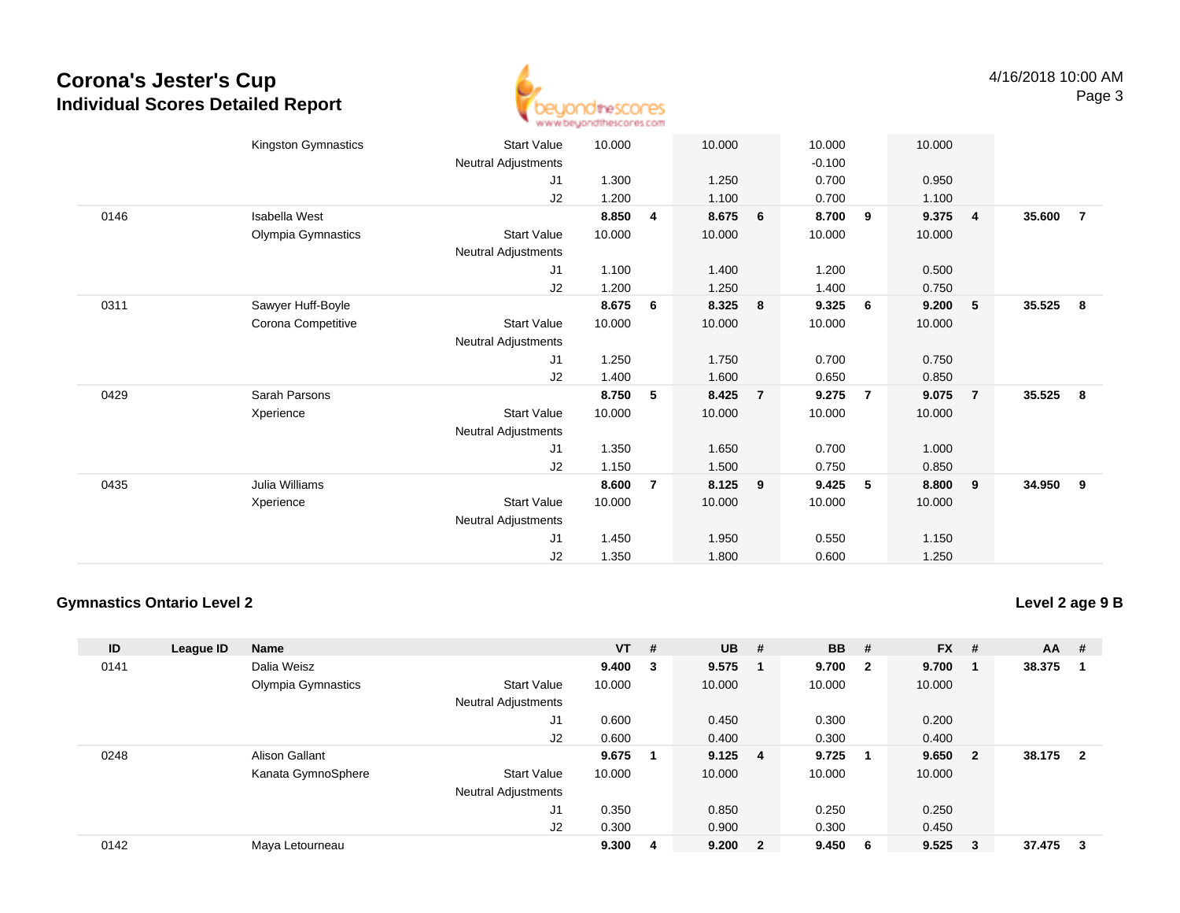# Corona's Jester's Cup
## Individual Scores Detailed Report

4/16/2018 10:00 AM

| ID | League ID | Name | | VT | # | UB | # | BB | # | FX | # | AA | # |
|---|---|---|---|---|---|---|---|---|---|---|---|---|---|
| | | Kingston Gymnastics | Start Value | 10.000 | | 10.000 | | 10.000 | | 10.000 | | | |
| | | | Neutral Adjustments | | | | | -0.100 | | | | | |
| | | | J1 | 1.300 | | 1.250 | | 0.700 | | 0.950 | | | |
| | | | J2 | 1.200 | | 1.100 | | 0.700 | | 1.100 | | | |
| 0146 | | Isabella West | | **8.850** | **4** | **8.675** | **6** | **8.700** | **9** | **9.375** | **4** | **35.600** | **7** |
| | | Olympia Gymnastics | Start Value | 10.000 | | 10.000 | | 10.000 | | 10.000 | | | |
| | | | Neutral Adjustments | | | | | | | | | | |
| | | | J1 | 1.100 | | 1.400 | | 1.200 | | 0.500 | | | |
| | | | J2 | 1.200 | | 1.250 | | 1.400 | | 0.750 | | | |
| 0311 | | Sawyer Huff-Boyle | | **8.675** | **6** | **8.325** | **8** | **9.325** | **6** | **9.200** | **5** | **35.525** | **8** |
| | | Corona Competitive | Start Value | 10.000 | | 10.000 | | 10.000 | | 10.000 | | | |
| | | | Neutral Adjustments | | | | | | | | | | |
| | | | J1 | 1.250 | | 1.750 | | 0.700 | | 0.750 | | | |
| | | | J2 | 1.400 | | 1.600 | | 0.650 | | 0.850 | | | |
| 0429 | | Sarah Parsons | | **8.750** | **5** | **8.425** | **7** | **9.275** | **7** | **9.075** | **7** | **35.525** | **8** |
| | | Xperience | Start Value | 10.000 | | 10.000 | | 10.000 | | 10.000 | | | |
| | | | Neutral Adjustments | | | | | | | | | | |
| | | | J1 | 1.350 | | 1.650 | | 0.700 | | 1.000 | | | |
| | | | J2 | 1.150 | | 1.500 | | 0.750 | | 0.850 | | | |
| 0435 | | Julia Williams | | **8.600** | **7** | **8.125** | **9** | **9.425** | **5** | **8.800** | **9** | **34.950** | **9** |
| | | Xperience | Start Value | 10.000 | | 10.000 | | 10.000 | | 10.000 | | | |
| | | | Neutral Adjustments | | | | | | | | | | |
| | | | J1 | 1.450 | | 1.950 | | 0.550 | | 1.150 | | | |
| | | | J2 | 1.350 | | 1.800 | | 0.600 | | 1.250 | | | |

### Gymnastics Ontario Level 2

**Level 2 age 9 B**

| ID | League ID | Name | | VT | # | UB | # | BB | # | FX | # | AA | # |
|---|---|---|---|---|---|---|---|---|---|---|---|---|---|
| 0141 | | Dalia Weisz | | **9.400** | **3** | **9.575** | **1** | **9.700** | **2** | **9.700** | **1** | **38.375** | **1** |
| | | Olympia Gymnastics | Start Value | 10.000 | | 10.000 | | 10.000 | | 10.000 | | | |
| | | | Neutral Adjustments | | | | | | | | | | |
| | | | J1 | 0.600 | | 0.450 | | 0.300 | | 0.200 | | | |
| | | | J2 | 0.600 | | 0.400 | | 0.300 | | 0.400 | | | |
| 0248 | | Alison Gallant | | **9.675** | **1** | **9.125** | **4** | **9.725** | **1** | **9.650** | **2** | **38.175** | **2** |
| | | Kanata GymnoSphere | Start Value | 10.000 | | 10.000 | | 10.000 | | 10.000 | | | |
| | | | Neutral Adjustments | | | | | | | | | | |
| | | | J1 | 0.350 | | 0.850 | | 0.250 | | 0.250 | | | |
| | | | J2 | 0.300 | | 0.900 | | 0.300 | | 0.450 | | | |
| 0142 | | Maya Letourneau | | **9.300** | **4** | **9.200** | **2** | **9.450** | **6** | **9.525** | **3** | **37.475** | **3** |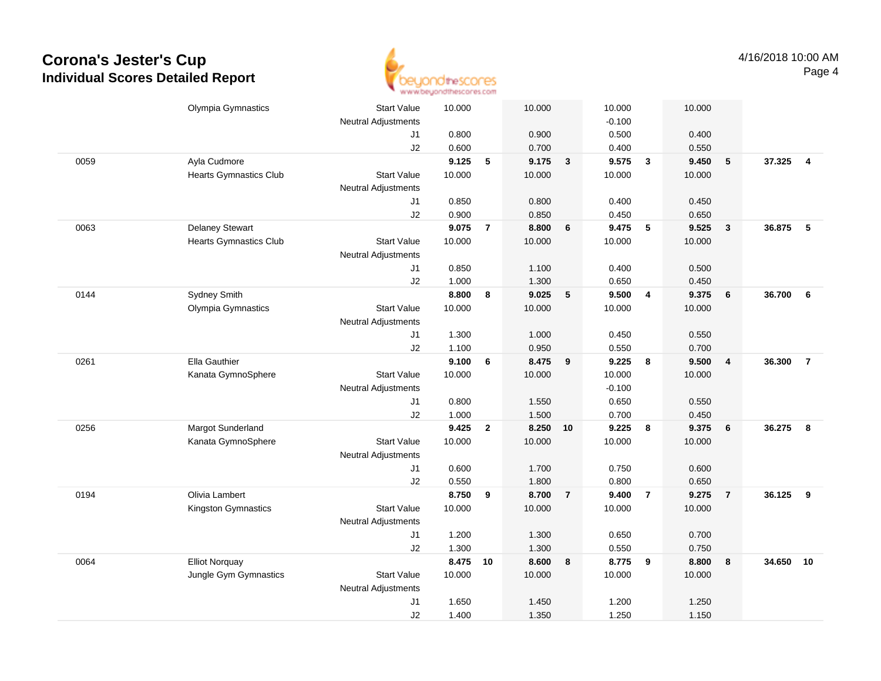# Corona's Jester's Cup
## Individual Scores Detailed Report

4/16/2018 10:00 AM

| # | Name / Club | | Vault | Rk | Bars | Rk | Beam | Rk | Floor | Rk | AA | Rk |
|---|---|---|---|---|---|---|---|---|---|---|---|---|
| | Olympia Gymnastics | Start Value | 10.000 | | 10.000 | | 10.000 | | 10.000 | | | |
| | | Neutral Adjustments | | | | | -0.100 | | | | | |
| | | J1 | 0.800 | | 0.900 | | 0.500 | | 0.400 | | | |
| | | J2 | 0.600 | | 0.700 | | 0.400 | | 0.550 | | | |
| 0059 | Ayla Cudmore | | **9.125** | **5** | **9.175** | **3** | **9.575** | **3** | **9.450** | **5** | **37.325** | **4** |
| | Hearts Gymnastics Club | Start Value | 10.000 | | 10.000 | | 10.000 | | 10.000 | | | |
| | | Neutral Adjustments | | | | | | | | | | |
| | | J1 | 0.850 | | 0.800 | | 0.400 | | 0.450 | | | |
| | | J2 | 0.900 | | 0.850 | | 0.450 | | 0.650 | | | |
| 0063 | Delaney Stewart | | **9.075** | **7** | **8.800** | **6** | **9.475** | **5** | **9.525** | **3** | **36.875** | **5** |
| | Hearts Gymnastics Club | Start Value | 10.000 | | 10.000 | | 10.000 | | 10.000 | | | |
| | | Neutral Adjustments | | | | | | | | | | |
| | | J1 | 0.850 | | 1.100 | | 0.400 | | 0.500 | | | |
| | | J2 | 1.000 | | 1.300 | | 0.650 | | 0.450 | | | |
| 0144 | Sydney Smith | | **8.800** | **8** | **9.025** | **5** | **9.500** | **4** | **9.375** | **6** | **36.700** | **6** |
| | Olympia Gymnastics | Start Value | 10.000 | | 10.000 | | 10.000 | | 10.000 | | | |
| | | Neutral Adjustments | | | | | | | | | | |
| | | J1 | 1.300 | | 1.000 | | 0.450 | | 0.550 | | | |
| | | J2 | 1.100 | | 0.950 | | 0.550 | | 0.700 | | | |
| 0261 | Ella Gauthier | | **9.100** | **6** | **8.475** | **9** | **9.225** | **8** | **9.500** | **4** | **36.300** | **7** |
| | Kanata GymnoSphere | Start Value | 10.000 | | 10.000 | | 10.000 | | 10.000 | | | |
| | | Neutral Adjustments | | | | | -0.100 | | | | | |
| | | J1 | 0.800 | | 1.550 | | 0.650 | | 0.550 | | | |
| | | J2 | 1.000 | | 1.500 | | 0.700 | | 0.450 | | | |
| 0256 | Margot Sunderland | | **9.425** | **2** | **8.250** | **10** | **9.225** | **8** | **9.375** | **6** | **36.275** | **8** |
| | Kanata GymnoSphere | Start Value | 10.000 | | 10.000 | | 10.000 | | 10.000 | | | |
| | | Neutral Adjustments | | | | | | | | | | |
| | | J1 | 0.600 | | 1.700 | | 0.750 | | 0.600 | | | |
| | | J2 | 0.550 | | 1.800 | | 0.800 | | 0.650 | | | |
| 0194 | Olivia Lambert | | **8.750** | **9** | **8.700** | **7** | **9.400** | **7** | **9.275** | **7** | **36.125** | **9** |
| | Kingston Gymnastics | Start Value | 10.000 | | 10.000 | | 10.000 | | 10.000 | | | |
| | | Neutral Adjustments | | | | | | | | | | |
| | | J1 | 1.200 | | 1.300 | | 0.650 | | 0.700 | | | |
| | | J2 | 1.300 | | 1.300 | | 0.550 | | 0.750 | | | |
| 0064 | Elliot Norquay | | **8.475** | **10** | **8.600** | **8** | **8.775** | **9** | **8.800** | **8** | **34.650** | **10** |
| | Jungle Gym Gymnastics | Start Value | 10.000 | | 10.000 | | 10.000 | | 10.000 | | | |
| | | Neutral Adjustments | | | | | | | | | | |
| | | J1 | 1.650 | | 1.450 | | 1.200 | | 1.250 | | | |
| | | J2 | 1.400 | | 1.350 | | 1.250 | | 1.150 | | | |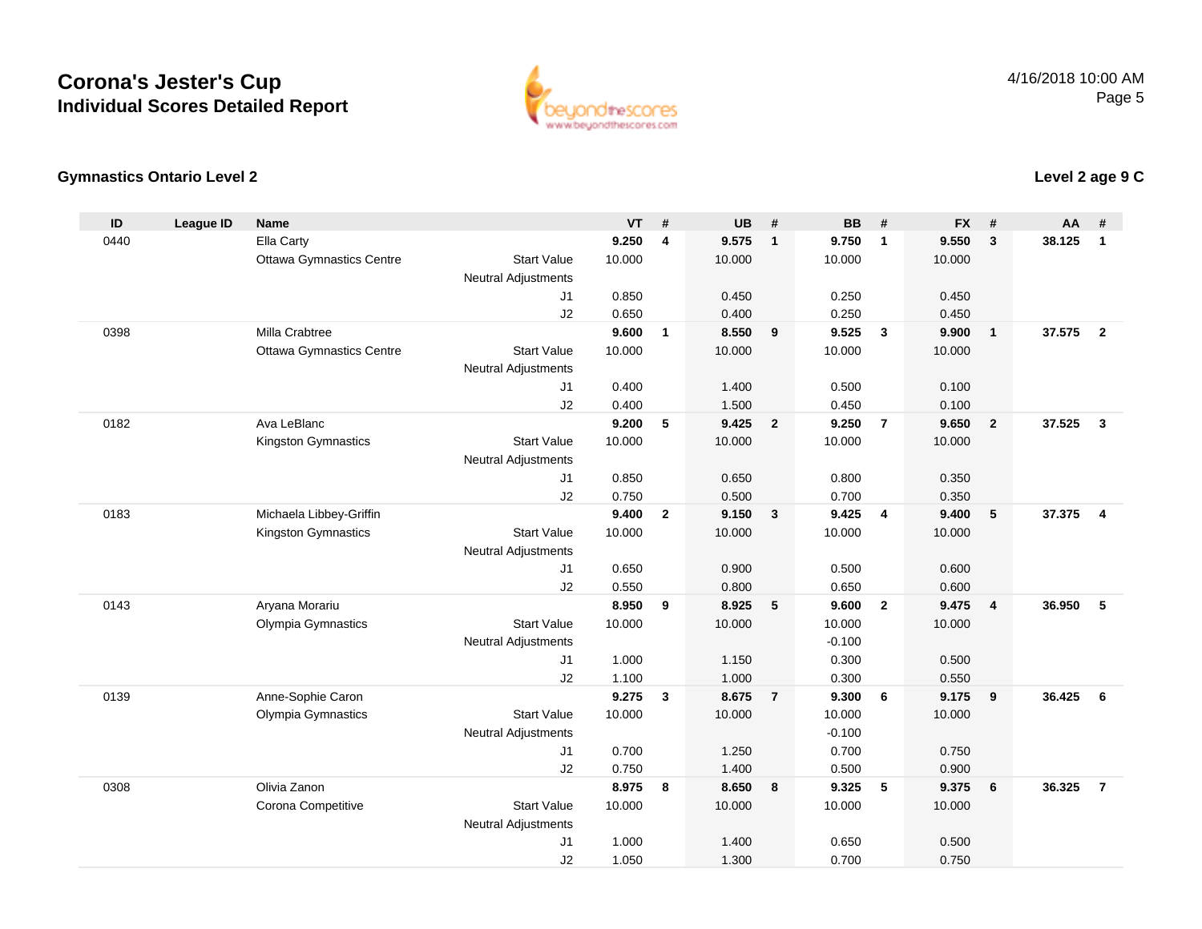# Corona's Jester's Cup
## Individual Scores Detailed Report

4/16/2018 10:00 AM

### Gymnastics Ontario Level 2

### Level 2 age 9 C

| ID | League ID | Name | | VT | # | UB | # | BB | # | FX | # | AA | # |
|---|---|---|---|---|---|---|---|---|---|---|---|---|---|
| 0440 | | Ella Carty | | **9.250** | **4** | **9.575** | **1** | **9.750** | **1** | **9.550** | **3** | **38.125** | **1** |
| | | Ottawa Gymnastics Centre | Start Value | 10.000 | | 10.000 | | 10.000 | | 10.000 | | | |
| | | | Neutral Adjustments | | | | | | | | | | |
| | | | J1 | 0.850 | | 0.450 | | 0.250 | | 0.450 | | | |
| | | | J2 | 0.650 | | 0.400 | | 0.250 | | 0.450 | | | |
| 0398 | | Milla Crabtree | | **9.600** | **1** | **8.550** | **9** | **9.525** | **3** | **9.900** | **1** | **37.575** | **2** |
| | | Ottawa Gymnastics Centre | Start Value | 10.000 | | 10.000 | | 10.000 | | 10.000 | | | |
| | | | Neutral Adjustments | | | | | | | | | | |
| | | | J1 | 0.400 | | 1.400 | | 0.500 | | 0.100 | | | |
| | | | J2 | 0.400 | | 1.500 | | 0.450 | | 0.100 | | | |
| 0182 | | Ava LeBlanc | | **9.200** | **5** | **9.425** | **2** | **9.250** | **7** | **9.650** | **2** | **37.525** | **3** |
| | | Kingston Gymnastics | Start Value | 10.000 | | 10.000 | | 10.000 | | 10.000 | | | |
| | | | Neutral Adjustments | | | | | | | | | | |
| | | | J1 | 0.850 | | 0.650 | | 0.800 | | 0.350 | | | |
| | | | J2 | 0.750 | | 0.500 | | 0.700 | | 0.350 | | | |
| 0183 | | Michaela Libbey-Griffin | | **9.400** | **2** | **9.150** | **3** | **9.425** | **4** | **9.400** | **5** | **37.375** | **4** |
| | | Kingston Gymnastics | Start Value | 10.000 | | 10.000 | | 10.000 | | 10.000 | | | |
| | | | Neutral Adjustments | | | | | | | | | | |
| | | | J1 | 0.650 | | 0.900 | | 0.500 | | 0.600 | | | |
| | | | J2 | 0.550 | | 0.800 | | 0.650 | | 0.600 | | | |
| 0143 | | Aryana Morariu | | **8.950** | **9** | **8.925** | **5** | **9.600** | **2** | **9.475** | **4** | **36.950** | **5** |
| | | Olympia Gymnastics | Start Value | 10.000 | | 10.000 | | 10.000 | | 10.000 | | | |
| | | | Neutral Adjustments | | | | | -0.100 | | | | | |
| | | | J1 | 1.000 | | 1.150 | | 0.300 | | 0.500 | | | |
| | | | J2 | 1.100 | | 1.000 | | 0.300 | | 0.550 | | | |
| 0139 | | Anne-Sophie Caron | | **9.275** | **3** | **8.675** | **7** | **9.300** | **6** | **9.175** | **9** | **36.425** | **6** |
| | | Olympia Gymnastics | Start Value | 10.000 | | 10.000 | | 10.000 | | 10.000 | | | |
| | | | Neutral Adjustments | | | | | -0.100 | | | | | |
| | | | J1 | 0.700 | | 1.250 | | 0.700 | | 0.750 | | | |
| | | | J2 | 0.750 | | 1.400 | | 0.500 | | 0.900 | | | |
| 0308 | | Olivia Zanon | | **8.975** | **8** | **8.650** | **8** | **9.325** | **5** | **9.375** | **6** | **36.325** | **7** |
| | | Corona Competitive | Start Value | 10.000 | | 10.000 | | 10.000 | | 10.000 | | | |
| | | | Neutral Adjustments | | | | | | | | | | |
| | | | J1 | 1.000 | | 1.400 | | 0.650 | | 0.500 | | | |
| | | | J2 | 1.050 | | 1.300 | | 0.700 | | 0.750 | | | |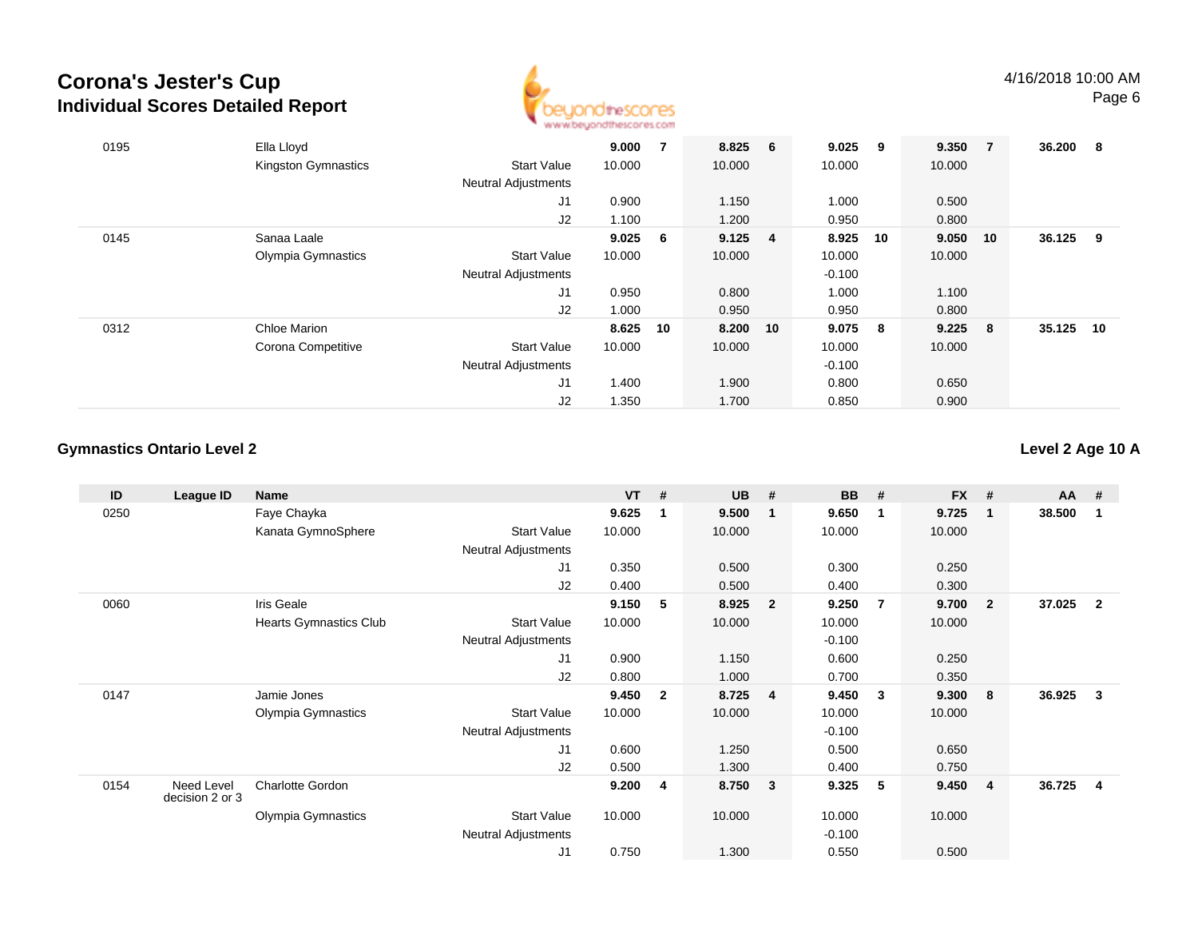# Corona's Jester's Cup
## Individual Scores Detailed Report

4/16/2018 10:00 AM

| ID | League ID | Name | | VT | # | UB | # | BB | # | FX | # | AA | # |
|---|---|---|---|---|---|---|---|---|---|---|---|---|---|
| 0195 | | Ella Lloyd | | **9.000** | **7** | **8.825** | **6** | **9.025** | **9** | **9.350** | **7** | **36.200** | **8** |
| | | Kingston Gymnastics | Start Value | 10.000 | | 10.000 | | 10.000 | | 10.000 | | | |
| | | | Neutral Adjustments | | | | | | | | | | |
| | | | J1 | 0.900 | | 1.150 | | 1.000 | | 0.500 | | | |
| | | | J2 | 1.100 | | 1.200 | | 0.950 | | 0.800 | | | |
| 0145 | | Sanaa Laale | | **9.025** | **6** | **9.125** | **4** | **8.925** | **10** | **9.050** | **10** | **36.125** | **9** |
| | | Olympia Gymnastics | Start Value | 10.000 | | 10.000 | | 10.000 | | 10.000 | | | |
| | | | Neutral Adjustments | | | | | -0.100 | | | | | |
| | | | J1 | 0.950 | | 0.800 | | 1.000 | | 1.100 | | | |
| | | | J2 | 1.000 | | 0.950 | | 0.950 | | 0.800 | | | |
| 0312 | | Chloe Marion | | **8.625** | **10** | **8.200** | **10** | **9.075** | **8** | **9.225** | **8** | **35.125** | **10** |
| | | Corona Competitive | Start Value | 10.000 | | 10.000 | | 10.000 | | 10.000 | | | |
| | | | Neutral Adjustments | | | | | -0.100 | | | | | |
| | | | J1 | 1.400 | | 1.900 | | 0.800 | | 0.650 | | | |
| | | | J2 | 1.350 | | 1.700 | | 0.850 | | 0.900 | | | |

### Gymnastics Ontario Level 2

**Level 2 Age 10 A**

| ID | League ID | Name | | VT | # | UB | # | BB | # | FX | # | AA | # |
|---|---|---|---|---|---|---|---|---|---|---|---|---|---|
| 0250 | | Faye Chayka | | **9.625** | **1** | **9.500** | **1** | **9.650** | **1** | **9.725** | **1** | **38.500** | **1** |
| | | Kanata GymnoSphere | Start Value | 10.000 | | 10.000 | | 10.000 | | 10.000 | | | |
| | | | Neutral Adjustments | | | | | | | | | | |
| | | | J1 | 0.350 | | 0.500 | | 0.300 | | 0.250 | | | |
| | | | J2 | 0.400 | | 0.500 | | 0.400 | | 0.300 | | | |
| 0060 | | Iris Geale | | **9.150** | **5** | **8.925** | **2** | **9.250** | **7** | **9.700** | **2** | **37.025** | **2** |
| | | Hearts Gymnastics Club | Start Value | 10.000 | | 10.000 | | 10.000 | | 10.000 | | | |
| | | | Neutral Adjustments | | | | | -0.100 | | | | | |
| | | | J1 | 0.900 | | 1.150 | | 0.600 | | 0.250 | | | |
| | | | J2 | 0.800 | | 1.000 | | 0.700 | | 0.350 | | | |
| 0147 | | Jamie Jones | | **9.450** | **2** | **8.725** | **4** | **9.450** | **3** | **9.300** | **8** | **36.925** | **3** |
| | | Olympia Gymnastics | Start Value | 10.000 | | 10.000 | | 10.000 | | 10.000 | | | |
| | | | Neutral Adjustments | | | | | -0.100 | | | | | |
| | | | J1 | 0.600 | | 1.250 | | 0.500 | | 0.650 | | | |
| | | | J2 | 0.500 | | 1.300 | | 0.400 | | 0.750 | | | |
| 0154 | Need Level decision 2 or 3 | Charlotte Gordon | | **9.200** | **4** | **8.750** | **3** | **9.325** | **5** | **9.450** | **4** | **36.725** | **4** |
| | | Olympia Gymnastics | Start Value | 10.000 | | 10.000 | | 10.000 | | 10.000 | | | |
| | | | Neutral Adjustments | | | | | -0.100 | | | | | |
| | | | J1 | 0.750 | | 1.300 | | 0.550 | | 0.500 | | | |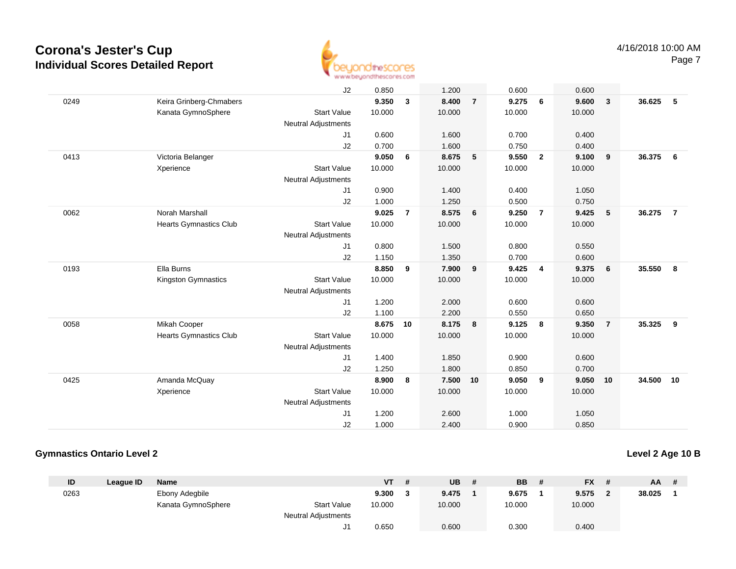# Corona's Jester's Cup
## Individual Scores Detailed Report

4/16/2018 10:00 AM

| ID | League ID | Name | | VT | # | UB | # | BB | # | FX | # | AA | # |
|---|---|---|---|---|---|---|---|---|---|---|---|---|---|
| | | | J2 | 0.850 | | 1.200 | | 0.600 | | 0.600 | | | |
| 0249 | | Keira Grinberg-Chmabers | | **9.350** | **3** | **8.400** | **7** | **9.275** | **6** | **9.600** | **3** | **36.625** | **5** |
| | | Kanata GymnoSphere | Start Value | 10.000 | | 10.000 | | 10.000 | | 10.000 | | | |
| | | | Neutral Adjustments | | | | | | | | | | |
| | | | J1 | 0.600 | | 1.600 | | 0.700 | | 0.400 | | | |
| | | | J2 | 0.700 | | 1.600 | | 0.750 | | 0.400 | | | |
| 0413 | | Victoria Belanger | | **9.050** | **6** | **8.675** | **5** | **9.550** | **2** | **9.100** | **9** | **36.375** | **6** |
| | | Xperience | Start Value | 10.000 | | 10.000 | | 10.000 | | 10.000 | | | |
| | | | Neutral Adjustments | | | | | | | | | | |
| | | | J1 | 0.900 | | 1.400 | | 0.400 | | 1.050 | | | |
| | | | J2 | 1.000 | | 1.250 | | 0.500 | | 0.750 | | | |
| 0062 | | Norah Marshall | | **9.025** | **7** | **8.575** | **6** | **9.250** | **7** | **9.425** | **5** | **36.275** | **7** |
| | | Hearts Gymnastics Club | Start Value | 10.000 | | 10.000 | | 10.000 | | 10.000 | | | |
| | | | Neutral Adjustments | | | | | | | | | | |
| | | | J1 | 0.800 | | 1.500 | | 0.800 | | 0.550 | | | |
| | | | J2 | 1.150 | | 1.350 | | 0.700 | | 0.600 | | | |
| 0193 | | Ella Burns | | **8.850** | **9** | **7.900** | **9** | **9.425** | **4** | **9.375** | **6** | **35.550** | **8** |
| | | Kingston Gymnastics | Start Value | 10.000 | | 10.000 | | 10.000 | | 10.000 | | | |
| | | | Neutral Adjustments | | | | | | | | | | |
| | | | J1 | 1.200 | | 2.000 | | 0.600 | | 0.600 | | | |
| | | | J2 | 1.100 | | 2.200 | | 0.550 | | 0.650 | | | |
| 0058 | | Mikah Cooper | | **8.675** | **10** | **8.175** | **8** | **9.125** | **8** | **9.350** | **7** | **35.325** | **9** |
| | | Hearts Gymnastics Club | Start Value | 10.000 | | 10.000 | | 10.000 | | 10.000 | | | |
| | | | Neutral Adjustments | | | | | | | | | | |
| | | | J1 | 1.400 | | 1.850 | | 0.900 | | 0.600 | | | |
| | | | J2 | 1.250 | | 1.800 | | 0.850 | | 0.700 | | | |
| 0425 | | Amanda McQuay | | **8.900** | **8** | **7.500** | **10** | **9.050** | **9** | **9.050** | **10** | **34.500** | **10** |
| | | Xperience | Start Value | 10.000 | | 10.000 | | 10.000 | | 10.000 | | | |
| | | | Neutral Adjustments | | | | | | | | | | |
| | | | J1 | 1.200 | | 2.600 | | 1.000 | | 1.050 | | | |
| | | | J2 | 1.000 | | 2.400 | | 0.900 | | 0.850 | | | |

### Gymnastics Ontario Level 2

### Level 2 Age 10 B

| ID | League ID | Name | | VT | # | UB | # | BB | # | FX | # | AA | # |
|---|---|---|---|---|---|---|---|---|---|---|---|---|---|
| 0263 | | Ebony Adegbile | | **9.300** | **3** | **9.475** | **1** | **9.675** | **1** | **9.575** | **2** | **38.025** | **1** |
| | | Kanata GymnoSphere | Start Value | 10.000 | | 10.000 | | 10.000 | | 10.000 | | | |
| | | | Neutral Adjustments | | | | | | | | | | |
| | | | J1 | 0.650 | | 0.600 | | 0.300 | | 0.400 | | | |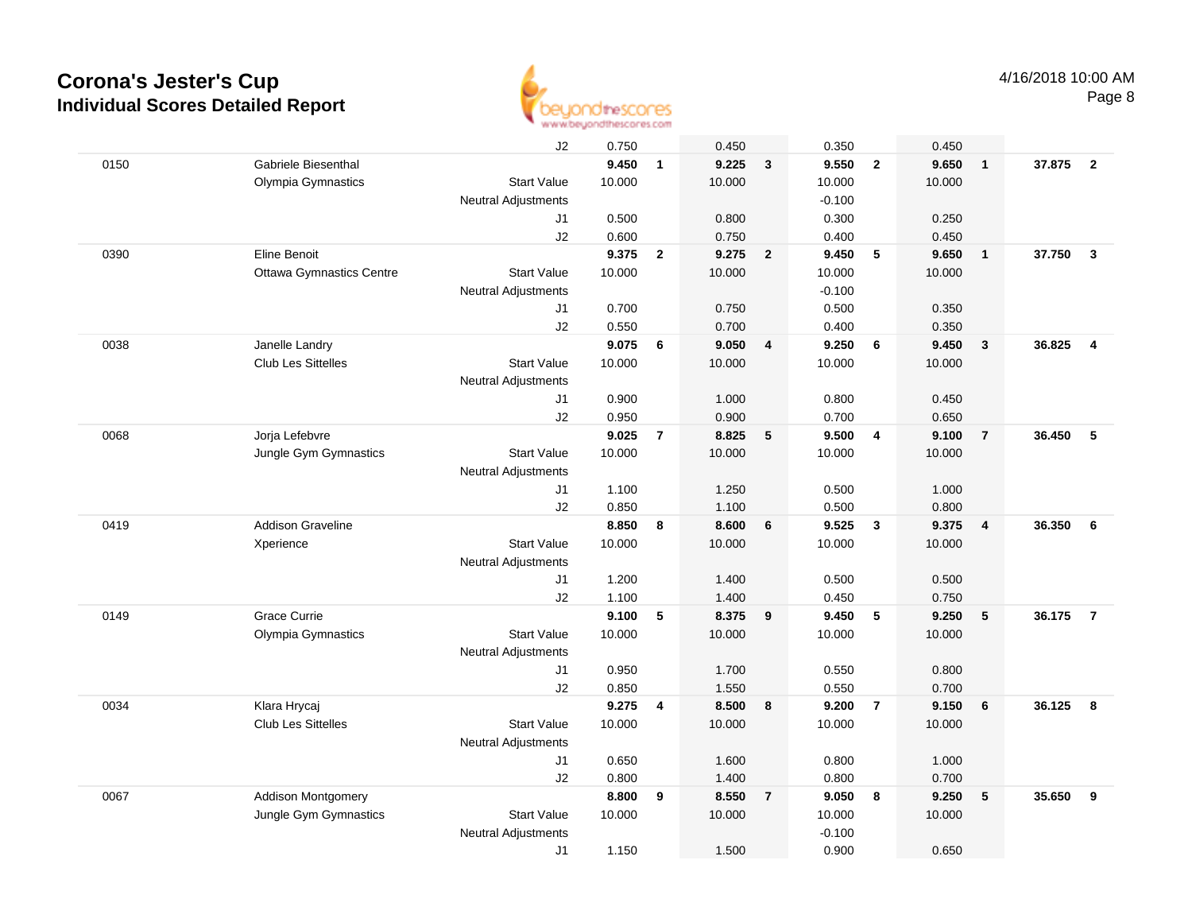# Corona's Jester's Cup

## Individual Scores Detailed Report

4/16/2018 10:00 AM

| # | Name / Club | | Vault | Rank | Bars | Rank | Beam | Rank | Floor | Rank | AA | Rank |
|---|---|---|---|---|---|---|---|---|---|---|---|---|
| | | J2 | 0.750 | | 0.450 | | 0.350 | | 0.450 | | | |
| 0150 | Gabriele Biesenthal | | **9.450** | **1** | **9.225** | **3** | **9.550** | **2** | **9.650** | **1** | **37.875** | **2** |
| | Olympia Gymnastics | Start Value | 10.000 | | 10.000 | | 10.000 | | 10.000 | | | |
| | | Neutral Adjustments | | | | | -0.100 | | | | | |
| | | J1 | 0.500 | | 0.800 | | 0.300 | | 0.250 | | | |
| | | J2 | 0.600 | | 0.750 | | 0.400 | | 0.450 | | | |
| 0390 | Eline Benoit | | **9.375** | **2** | **9.275** | **2** | **9.450** | **5** | **9.650** | **1** | **37.750** | **3** |
| | Ottawa Gymnastics Centre | Start Value | 10.000 | | 10.000 | | 10.000 | | 10.000 | | | |
| | | Neutral Adjustments | | | | | -0.100 | | | | | |
| | | J1 | 0.700 | | 0.750 | | 0.500 | | 0.350 | | | |
| | | J2 | 0.550 | | 0.700 | | 0.400 | | 0.350 | | | |
| 0038 | Janelle Landry | | **9.075** | **6** | **9.050** | **4** | **9.250** | **6** | **9.450** | **3** | **36.825** | **4** |
| | Club Les Sittelles | Start Value | 10.000 | | 10.000 | | 10.000 | | 10.000 | | | |
| | | Neutral Adjustments | | | | | | | | | | |
| | | J1 | 0.900 | | 1.000 | | 0.800 | | 0.450 | | | |
| | | J2 | 0.950 | | 0.900 | | 0.700 | | 0.650 | | | |
| 0068 | Jorja Lefebvre | | **9.025** | **7** | **8.825** | **5** | **9.500** | **4** | **9.100** | **7** | **36.450** | **5** |
| | Jungle Gym Gymnastics | Start Value | 10.000 | | 10.000 | | 10.000 | | 10.000 | | | |
| | | Neutral Adjustments | | | | | | | | | | |
| | | J1 | 1.100 | | 1.250 | | 0.500 | | 1.000 | | | |
| | | J2 | 0.850 | | 1.100 | | 0.500 | | 0.800 | | | |
| 0419 | Addison Graveline | | **8.850** | **8** | **8.600** | **6** | **9.525** | **3** | **9.375** | **4** | **36.350** | **6** |
| | Xperience | Start Value | 10.000 | | 10.000 | | 10.000 | | 10.000 | | | |
| | | Neutral Adjustments | | | | | | | | | | |
| | | J1 | 1.200 | | 1.400 | | 0.500 | | 0.500 | | | |
| | | J2 | 1.100 | | 1.400 | | 0.450 | | 0.750 | | | |
| 0149 | Grace Currie | | **9.100** | **5** | **8.375** | **9** | **9.450** | **5** | **9.250** | **5** | **36.175** | **7** |
| | Olympia Gymnastics | Start Value | 10.000 | | 10.000 | | 10.000 | | 10.000 | | | |
| | | Neutral Adjustments | | | | | | | | | | |
| | | J1 | 0.950 | | 1.700 | | 0.550 | | 0.800 | | | |
| | | J2 | 0.850 | | 1.550 | | 0.550 | | 0.700 | | | |
| 0034 | Klara Hrycaj | | **9.275** | **4** | **8.500** | **8** | **9.200** | **7** | **9.150** | **6** | **36.125** | **8** |
| | Club Les Sittelles | Start Value | 10.000 | | 10.000 | | 10.000 | | 10.000 | | | |
| | | Neutral Adjustments | | | | | | | | | | |
| | | J1 | 0.650 | | 1.600 | | 0.800 | | 1.000 | | | |
| | | J2 | 0.800 | | 1.400 | | 0.800 | | 0.700 | | | |
| 0067 | Addison Montgomery | | **8.800** | **9** | **8.550** | **7** | **9.050** | **8** | **9.250** | **5** | **35.650** | **9** |
| | Jungle Gym Gymnastics | Start Value | 10.000 | | 10.000 | | 10.000 | | 10.000 | | | |
| | | Neutral Adjustments | | | | | -0.100 | | | | | |
| | | J1 | 1.150 | | 1.500 | | 0.900 | | 0.650 | | | |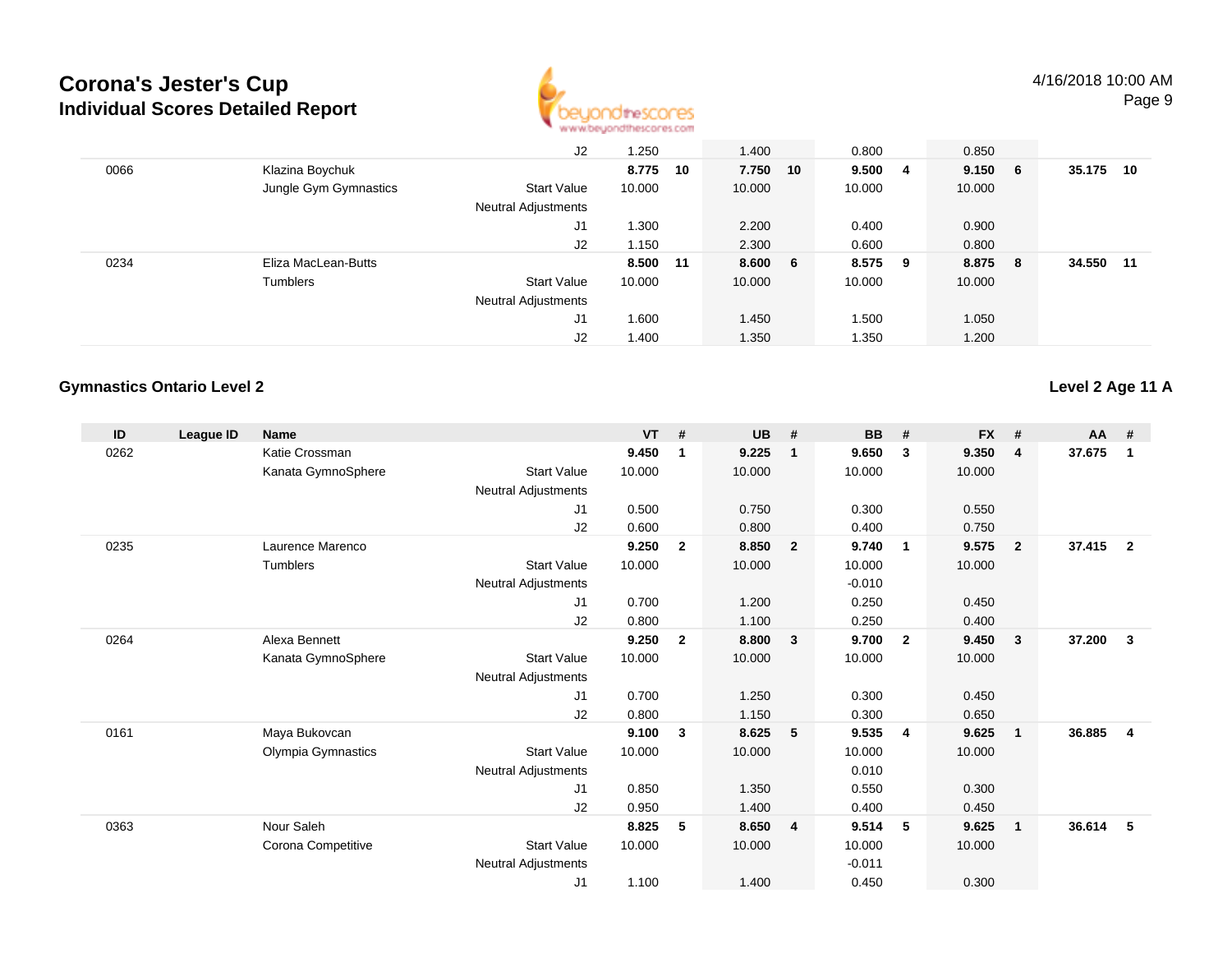# Corona's Jester's Cup
## Individual Scores Detailed Report

| ID | League ID | Name | | VT | # | UB | # | BB | # | FX | # | AA | # |
|---|---|---|---|---|---|---|---|---|---|---|---|---|---|
| | | | J2 | 1.250 | | 1.400 | | 0.800 | | 0.850 | | | |
| 0066 | | Klazina Boychuk | | **8.775** | **10** | **7.750** | **10** | **9.500** | **4** | **9.150** | **6** | **35.175** | **10** |
| | | Jungle Gym Gymnastics | Start Value | 10.000 | | 10.000 | | 10.000 | | 10.000 | | | |
| | | | Neutral Adjustments | | | | | | | | | | |
| | | | J1 | 1.300 | | 2.200 | | 0.400 | | 0.900 | | | |
| | | | J2 | 1.150 | | 2.300 | | 0.600 | | 0.800 | | | |
| 0234 | | Eliza MacLean-Butts | | **8.500** | **11** | **8.600** | **6** | **8.575** | **9** | **8.875** | **8** | **34.550** | **11** |
| | | Tumblers | Start Value | 10.000 | | 10.000 | | 10.000 | | 10.000 | | | |
| | | | Neutral Adjustments | | | | | | | | | | |
| | | | J1 | 1.600 | | 1.450 | | 1.500 | | 1.050 | | | |
| | | | J2 | 1.400 | | 1.350 | | 1.350 | | 1.200 | | | |

### Gymnastics Ontario Level 2

### Level 2 Age 11 A

| ID | League ID | Name | | VT | # | UB | # | BB | # | FX | # | AA | # |
|---|---|---|---|---|---|---|---|---|---|---|---|---|---|
| 0262 | | Katie Crossman | | **9.450** | **1** | **9.225** | **1** | **9.650** | **3** | **9.350** | **4** | **37.675** | **1** |
| | | Kanata GymnoSphere | Start Value | 10.000 | | 10.000 | | 10.000 | | 10.000 | | | |
| | | | Neutral Adjustments | | | | | | | | | | |
| | | | J1 | 0.500 | | 0.750 | | 0.300 | | 0.550 | | | |
| | | | J2 | 0.600 | | 0.800 | | 0.400 | | 0.750 | | | |
| 0235 | | Laurence Marenco | | **9.250** | **2** | **8.850** | **2** | **9.740** | **1** | **9.575** | **2** | **37.415** | **2** |
| | | Tumblers | Start Value | 10.000 | | 10.000 | | 10.000 | | 10.000 | | | |
| | | | Neutral Adjustments | | | | | -0.010 | | | | | |
| | | | J1 | 0.700 | | 1.200 | | 0.250 | | 0.450 | | | |
| | | | J2 | 0.800 | | 1.100 | | 0.250 | | 0.400 | | | |
| 0264 | | Alexa Bennett | | **9.250** | **2** | **8.800** | **3** | **9.700** | **2** | **9.450** | **3** | **37.200** | **3** |
| | | Kanata GymnoSphere | Start Value | 10.000 | | 10.000 | | 10.000 | | 10.000 | | | |
| | | | Neutral Adjustments | | | | | | | | | | |
| | | | J1 | 0.700 | | 1.250 | | 0.300 | | 0.450 | | | |
| | | | J2 | 0.800 | | 1.150 | | 0.300 | | 0.650 | | | |
| 0161 | | Maya Bukovcan | | **9.100** | **3** | **8.625** | **5** | **9.535** | **4** | **9.625** | **1** | **36.885** | **4** |
| | | Olympia Gymnastics | Start Value | 10.000 | | 10.000 | | 10.000 | | 10.000 | | | |
| | | | Neutral Adjustments | | | | | 0.010 | | | | | |
| | | | J1 | 0.850 | | 1.350 | | 0.550 | | 0.300 | | | |
| | | | J2 | 0.950 | | 1.400 | | 0.400 | | 0.450 | | | |
| 0363 | | Nour Saleh | | **8.825** | **5** | **8.650** | **4** | **9.514** | **5** | **9.625** | **1** | **36.614** | **5** |
| | | Corona Competitive | Start Value | 10.000 | | 10.000 | | 10.000 | | 10.000 | | | |
| | | | Neutral Adjustments | | | | | -0.011 | | | | | |
| | | | J1 | 1.100 | | 1.400 | | 0.450 | | 0.300 | | | |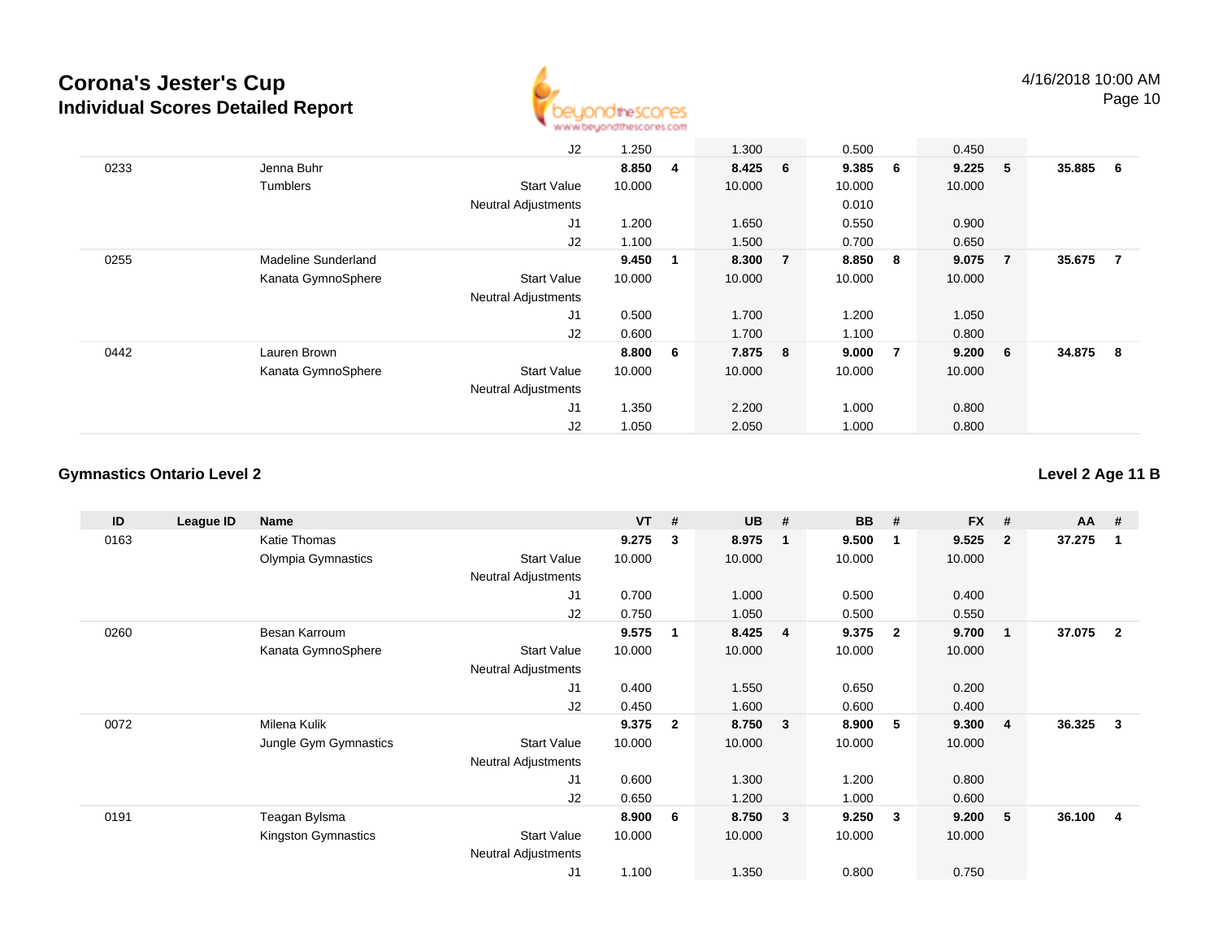# Corona's Jester's Cup
## Individual Scores Detailed Report

4/16/2018 10:00 AM

| ID | League ID | Name | | VT | # | UB | # | BB | # | FX | # | AA | # |
|---|---|---|---|---|---|---|---|---|---|---|---|---|---|
| | | | J2 | 1.250 | | 1.300 | | 0.500 | | 0.450 | | | |
| 0233 | | Jenna Buhr | | **8.850** | **4** | **8.425** | **6** | **9.385** | **6** | **9.225** | **5** | **35.885** | **6** |
| | | Tumblers | Start Value | 10.000 | | 10.000 | | 10.000 | | 10.000 | | | |
| | | | Neutral Adjustments | | | | | 0.010 | | | | | |
| | | | J1 | 1.200 | | 1.650 | | 0.550 | | 0.900 | | | |
| | | | J2 | 1.100 | | 1.500 | | 0.700 | | 0.650 | | | |
| 0255 | | Madeline Sunderland | | **9.450** | **1** | **8.300** | **7** | **8.850** | **8** | **9.075** | **7** | **35.675** | **7** |
| | | Kanata GymnoSphere | Start Value | 10.000 | | 10.000 | | 10.000 | | 10.000 | | | |
| | | | Neutral Adjustments | | | | | | | | | | |
| | | | J1 | 0.500 | | 1.700 | | 1.200 | | 1.050 | | | |
| | | | J2 | 0.600 | | 1.700 | | 1.100 | | 0.800 | | | |
| 0442 | | Lauren Brown | | **8.800** | **6** | **7.875** | **8** | **9.000** | **7** | **9.200** | **6** | **34.875** | **8** |
| | | Kanata GymnoSphere | Start Value | 10.000 | | 10.000 | | 10.000 | | 10.000 | | | |
| | | | Neutral Adjustments | | | | | | | | | | |
| | | | J1 | 1.350 | | 2.200 | | 1.000 | | 0.800 | | | |
| | | | J2 | 1.050 | | 2.050 | | 1.000 | | 0.800 | | | |

### Gymnastics Ontario Level 2

**Level 2 Age 11 B**

| ID | League ID | Name | | VT | # | UB | # | BB | # | FX | # | AA | # |
|---|---|---|---|---|---|---|---|---|---|---|---|---|---|
| 0163 | | Katie Thomas | | **9.275** | **3** | **8.975** | **1** | **9.500** | **1** | **9.525** | **2** | **37.275** | **1** |
| | | Olympia Gymnastics | Start Value | 10.000 | | 10.000 | | 10.000 | | 10.000 | | | |
| | | | Neutral Adjustments | | | | | | | | | | |
| | | | J1 | 0.700 | | 1.000 | | 0.500 | | 0.400 | | | |
| | | | J2 | 0.750 | | 1.050 | | 0.500 | | 0.550 | | | |
| 0260 | | Besan Karroum | | **9.575** | **1** | **8.425** | **4** | **9.375** | **2** | **9.700** | **1** | **37.075** | **2** |
| | | Kanata GymnoSphere | Start Value | 10.000 | | 10.000 | | 10.000 | | 10.000 | | | |
| | | | Neutral Adjustments | | | | | | | | | | |
| | | | J1 | 0.400 | | 1.550 | | 0.650 | | 0.200 | | | |
| | | | J2 | 0.450 | | 1.600 | | 0.600 | | 0.400 | | | |
| 0072 | | Milena Kulik | | **9.375** | **2** | **8.750** | **3** | **8.900** | **5** | **9.300** | **4** | **36.325** | **3** |
| | | Jungle Gym Gymnastics | Start Value | 10.000 | | 10.000 | | 10.000 | | 10.000 | | | |
| | | | Neutral Adjustments | | | | | | | | | | |
| | | | J1 | 0.600 | | 1.300 | | 1.200 | | 0.800 | | | |
| | | | J2 | 0.650 | | 1.200 | | 1.000 | | 0.600 | | | |
| 0191 | | Teagan Bylsma | | **8.900** | **6** | **8.750** | **3** | **9.250** | **3** | **9.200** | **5** | **36.100** | **4** |
| | | Kingston Gymnastics | Start Value | 10.000 | | 10.000 | | 10.000 | | 10.000 | | | |
| | | | Neutral Adjustments | | | | | | | | | | |
| | | | J1 | 1.100 | | 1.350 | | 0.800 | | 0.750 | | | |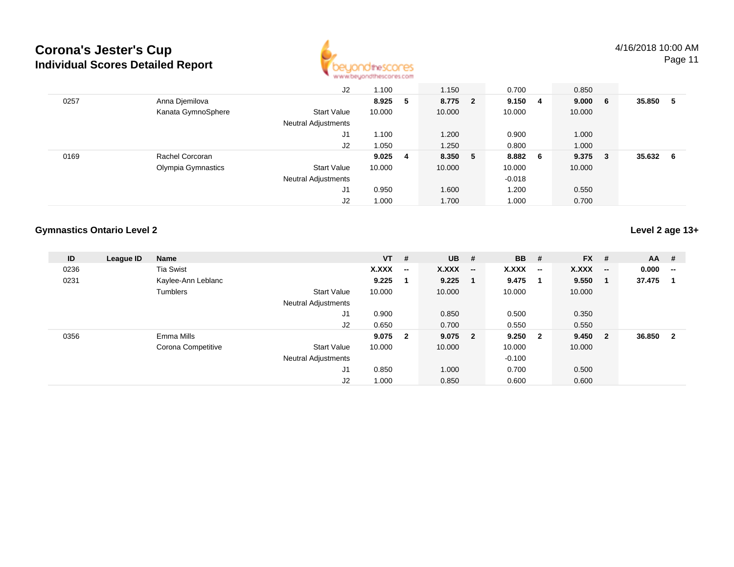# Corona's Jester's Cup
## Individual Scores Detailed Report

4/16/2018 10:00 AM

| | | | | | | | | | | | | | |
|---|---|---|---|---|---|---|---|---|---|---|---|---|---|
| | | | J2 | 1.100 | | 1.150 | | 0.700 | | 0.850 | | | |
| 0257 | | Anna Djemilova | | **8.925** | **5** | **8.775** | **2** | **9.150** | **4** | **9.000** | **6** | **35.850** | **5** |
| | | Kanata GymnoSphere | Start Value | 10.000 | | 10.000 | | 10.000 | | 10.000 | | | |
| | | | Neutral Adjustments | | | | | | | | | | |
| | | | J1 | 1.100 | | 1.200 | | 0.900 | | 1.000 | | | |
| | | | J2 | 1.050 | | 1.250 | | 0.800 | | 1.000 | | | |
| 0169 | | Rachel Corcoran | | **9.025** | **4** | **8.350** | **5** | **8.882** | **6** | **9.375** | **3** | **35.632** | **6** |
| | | Olympia Gymnastics | Start Value | 10.000 | | 10.000 | | 10.000 | | 10.000 | | | |
| | | | Neutral Adjustments | | | | | -0.018 | | | | | |
| | | | J1 | 0.950 | | 1.600 | | 1.200 | | 0.550 | | | |
| | | | J2 | 1.000 | | 1.700 | | 1.000 | | 0.700 | | | |

### Gymnastics Ontario Level 2

**Level 2 age 13+**

| ID | League ID | Name | | VT | # | UB | # | BB | # | FX | # | AA | # |
|---|---|---|---|---|---|---|---|---|---|---|---|---|---|
| 0236 | | Tia Swist | | **X.XXX** | **--** | **X.XXX** | **--** | **X.XXX** | **--** | **X.XXX** | **--** | **0.000** | **--** |
| 0231 | | Kaylee-Ann Leblanc | | **9.225** | **1** | **9.225** | **1** | **9.475** | **1** | **9.550** | **1** | **37.475** | **1** |
| | | Tumblers | Start Value | 10.000 | | 10.000 | | 10.000 | | 10.000 | | | |
| | | | Neutral Adjustments | | | | | | | | | | |
| | | | J1 | 0.900 | | 0.850 | | 0.500 | | 0.350 | | | |
| | | | J2 | 0.650 | | 0.700 | | 0.550 | | 0.550 | | | |
| 0356 | | Emma Mills | | **9.075** | **2** | **9.075** | **2** | **9.250** | **2** | **9.450** | **2** | **36.850** | **2** |
| | | Corona Competitive | Start Value | 10.000 | | 10.000 | | 10.000 | | 10.000 | | | |
| | | | Neutral Adjustments | | | | | -0.100 | | | | | |
| | | | J1 | 0.850 | | 1.000 | | 0.700 | | 0.500 | | | |
| | | | J2 | 1.000 | | 0.850 | | 0.600 | | 0.600 | | | |